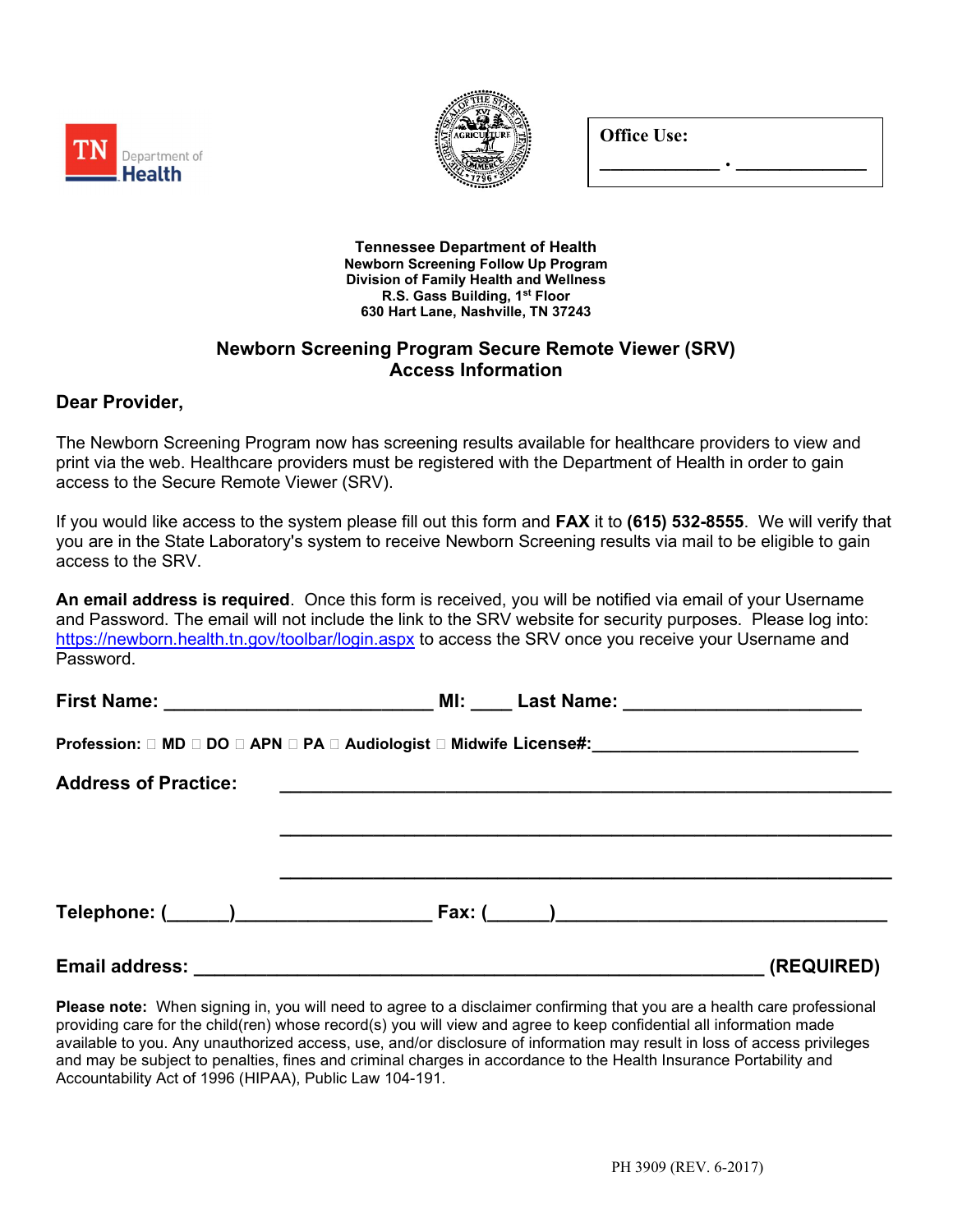TN Department of Health

**Office Use:**

\_\_\_\_\_\_\_\_\_\_\_\_ - \_\_\_\_\_\_\_\_\_\_\_\_\_

**Tennessee Department of Health**
**Newborn Screening Follow Up Program**
**Division of Family Health and Wellness**
**R.S. Gass Building, 1st Floor**
**630 Hart Lane, Nashville, TN 37243**

## Newborn Screening Program Secure Remote Viewer (SRV) Access Information

**Dear Provider,**

The Newborn Screening Program now has screening results available for healthcare providers to view and print via the web. Healthcare providers must be registered with the Department of Health in order to gain access to the Secure Remote Viewer (SRV).

If you would like access to the system please fill out this form and **FAX** it to **(615) 532-8555**. We will verify that you are in the State Laboratory's system to receive Newborn Screening results via mail to be eligible to gain access to the SRV.

**An email address is required**. Once this form is received, you will be notified via email of your Username and Password. The email will not include the link to the SRV website for security purposes. Please log into: https://newborn.health.tn.gov/toolbar/login.aspx to access the SRV once you receive your Username and Password.

**First Name:** \_\_\_\_\_\_\_\_\_\_\_\_\_\_\_\_\_\_\_\_\_\_\_\_\_\_ **MI:** \_\_\_\_ **Last Name:** \_\_\_\_\_\_\_\_\_\_\_\_\_\_\_\_\_\_\_\_\_\_\_

**Profession:** ☐ **MD** ☐ **DO** ☐ **APN** ☐ **PA** ☐ **Audiologist** ☐ **Midwife License#:**\_\_\_\_\_\_\_\_\_\_\_\_\_\_\_\_\_\_\_\_\_\_\_\_\_\_\_\_

**Address of Practice:** \_\_\_\_\_\_\_\_\_\_\_\_\_\_\_\_\_\_\_\_\_\_\_\_\_\_\_\_\_\_\_\_\_\_\_\_\_\_\_\_\_\_\_\_\_\_\_\_\_\_\_\_\_\_\_\_

\_\_\_\_\_\_\_\_\_\_\_\_\_\_\_\_\_\_\_\_\_\_\_\_\_\_\_\_\_\_\_\_\_\_\_\_\_\_\_\_\_\_\_\_\_\_\_\_\_\_\_\_\_\_\_\_

\_\_\_\_\_\_\_\_\_\_\_\_\_\_\_\_\_\_\_\_\_\_\_\_\_\_\_\_\_\_\_\_\_\_\_\_\_\_\_\_\_\_\_\_\_\_\_\_\_\_\_\_\_\_\_\_

**Telephone: (\_\_\_\_\_\_)**\_\_\_\_\_\_\_\_\_\_\_\_\_\_\_\_\_\_\_ **Fax: (\_\_\_\_\_\_)**\_\_\_\_\_\_\_\_\_\_\_\_\_\_\_\_\_\_\_\_\_\_\_\_\_\_\_\_\_\_\_\_\_

**Email address:** \_\_\_\_\_\_\_\_\_\_\_\_\_\_\_\_\_\_\_\_\_\_\_\_\_\_\_\_\_\_\_\_\_\_\_\_\_\_\_\_\_\_\_\_\_\_\_\_\_\_\_\_\_\_\_\_ **(REQUIRED)**

**Please note:** When signing in, you will need to agree to a disclaimer confirming that you are a health care professional providing care for the child(ren) whose record(s) you will view and agree to keep confidential all information made available to you. Any unauthorized access, use, and/or disclosure of information may result in loss of access privileges and may be subject to penalties, fines and criminal charges in accordance to the Health Insurance Portability and Accountability Act of 1996 (HIPAA), Public Law 104-191.

PH 3909 (REV. 6-2017)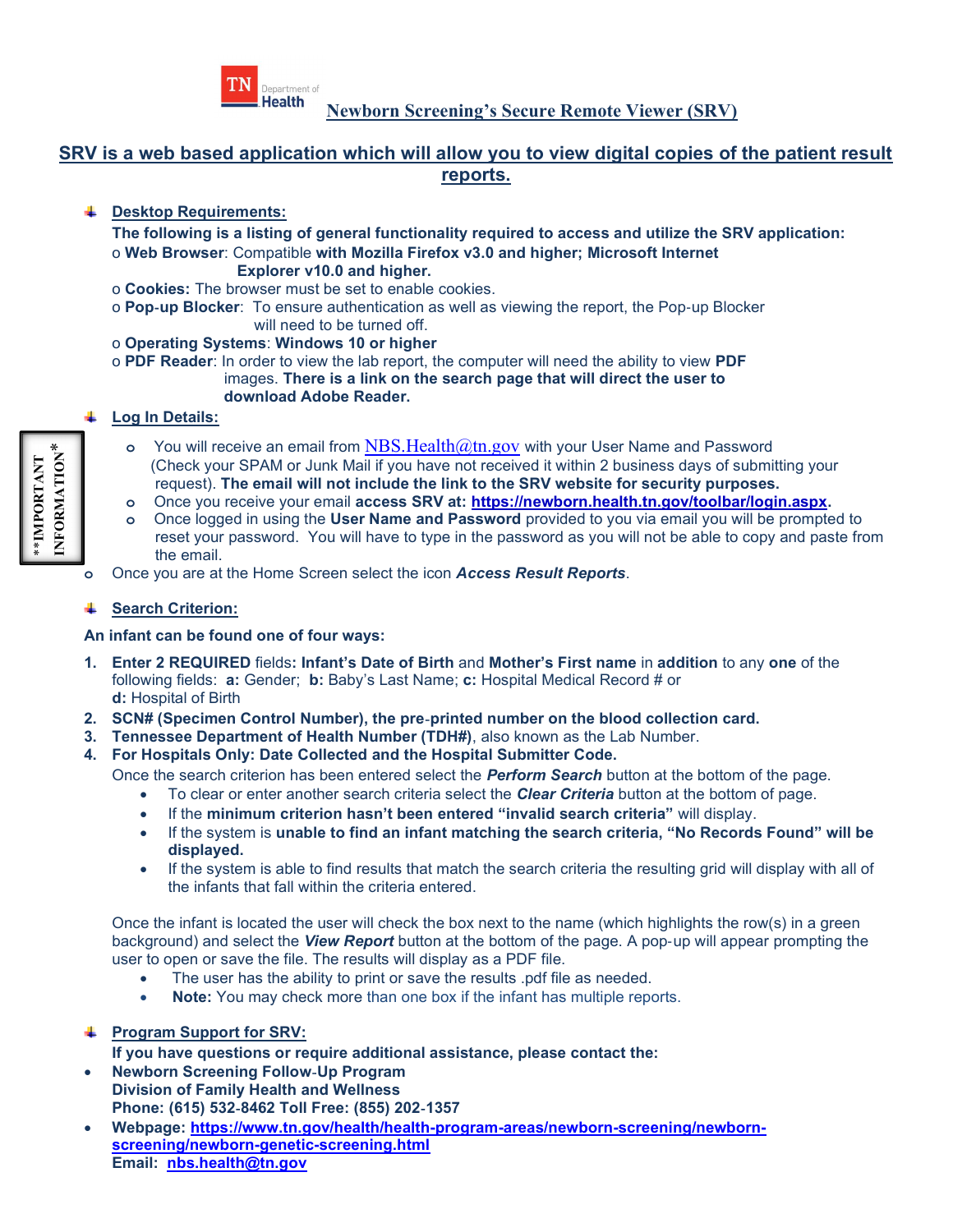TN Department of Health

**Newborn Screening's Secure Remote Viewer (SRV)**

## SRV is a web based application which will allow you to view digital copies of the patient result reports.

### Desktop Requirements:

**The following is a listing of general functionality required to access and utilize the SRV application:**

- **Web Browser**: Compatible **with Mozilla Firefox v3.0 and higher; Microsoft Internet Explorer v10.0 and higher.**
- **Cookies:** The browser must be set to enable cookies.
- **Pop-up Blocker**: To ensure authentication as well as viewing the report, the Pop-up Blocker will need to be turned off.
- **Operating Systems**: **Windows 10 or higher**
- **PDF Reader**: In order to view the lab report, the computer will need the ability to view **PDF** images. **There is a link on the search page that will direct the user to download Adobe Reader.**

### Log In Details:

**IMPORTANT INFORMATION**

- You will receive an email from NBS.Health@tn.gov with your User Name and Password (Check your SPAM or Junk Mail if you have not received it within 2 business days of submitting your request). **The email will not include the link to the SRV website for security purposes.**
- Once you receive your email **access SRV at: https://newborn.health.tn.gov/toolbar/login.aspx.**
- Once logged in using the **User Name and Password** provided to you via email you will be prompted to reset your password. You will have to type in the password as you will not be able to copy and paste from the email.
- Once you are at the Home Screen select the icon ***Access Result Reports***.

### Search Criterion:

**An infant can be found one of four ways:**

1. **Enter 2 REQUIRED** fields**: Infant's Date of Birth** and **Mother's First name** in **addition** to any **one** of the following fields: **a:** Gender; **b:** Baby's Last Name; **c:** Hospital Medical Record # or **d:** Hospital of Birth
2. **SCN# (Specimen Control Number), the pre-printed number on the blood collection card.**
3. **Tennessee Department of Health Number (TDH#)**, also known as the Lab Number.
4. **For Hospitals Only: Date Collected and the Hospital Submitter Code.**

Once the search criterion has been entered select the ***Perform Search*** button at the bottom of the page.

- To clear or enter another search criteria select the ***Clear Criteria*** button at the bottom of page.
- If the **minimum criterion hasn't been entered "invalid search criteria"** will display.
- If the system is **unable to find an infant matching the search criteria, "No Records Found" will be displayed.**
- If the system is able to find results that match the search criteria the resulting grid will display with all of the infants that fall within the criteria entered.

Once the infant is located the user will check the box next to the name (which highlights the row(s) in a green background) and select the ***View Report*** button at the bottom of the page. A pop-up will appear prompting the user to open or save the file. The results will display as a PDF file.

- The user has the ability to print or save the results .pdf file as needed.
- **Note:** You may check more than one box if the infant has multiple reports.

### Program Support for SRV:

**If you have questions or require additional assistance, please contact the:**

- **Newborn Screening Follow-Up Program**
  **Division of Family Health and Wellness**
  **Phone: (615) 532-8462 Toll Free: (855) 202-1357**
- **Webpage: https://www.tn.gov/health/health-program-areas/newborn-screening/newborn-screening/newborn-genetic-screening.html**
  **Email: nbs.health@tn.gov**